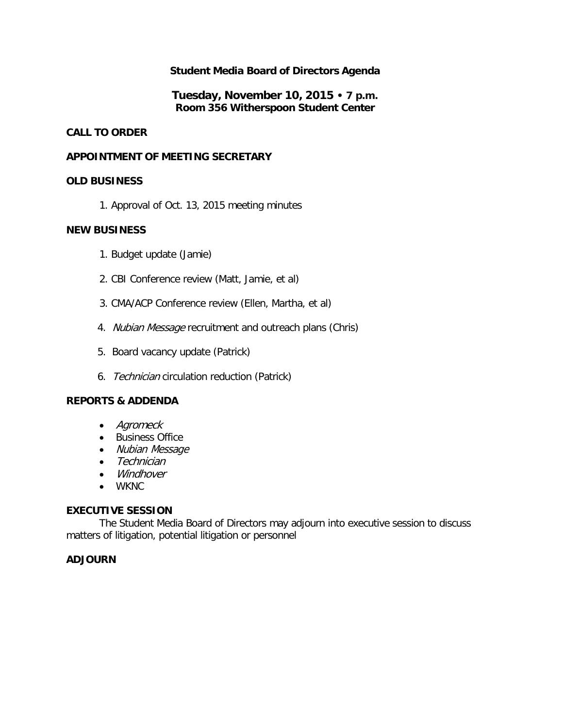# Student Media Board of Directors Agenda

**Tuesday, November 10, 2015 • 7 p.m.**
**Room 356 Witherspoon Student Center**

## CALL TO ORDER

## APPOINTMENT OF MEETING SECRETARY

## OLD BUSINESS

1. Approval of Oct. 13, 2015 meeting minutes

## NEW BUSINESS

1. Budget update (Jamie)
2. CBI Conference review (Matt, Jamie, et al)
3. CMA/ACP Conference review (Ellen, Martha, et al)
4. *Nubian Message* recruitment and outreach plans (Chris)
5. Board vacancy update (Patrick)
6. *Technician* circulation reduction (Patrick)

## REPORTS & ADDENDA

- *Agromeck*
- Business Office
- *Nubian Message*
- *Technician*
- *Windhover*
- WKNC

## EXECUTIVE SESSION

The Student Media Board of Directors may adjourn into executive session to discuss matters of litigation, potential litigation or personnel

## ADJOURN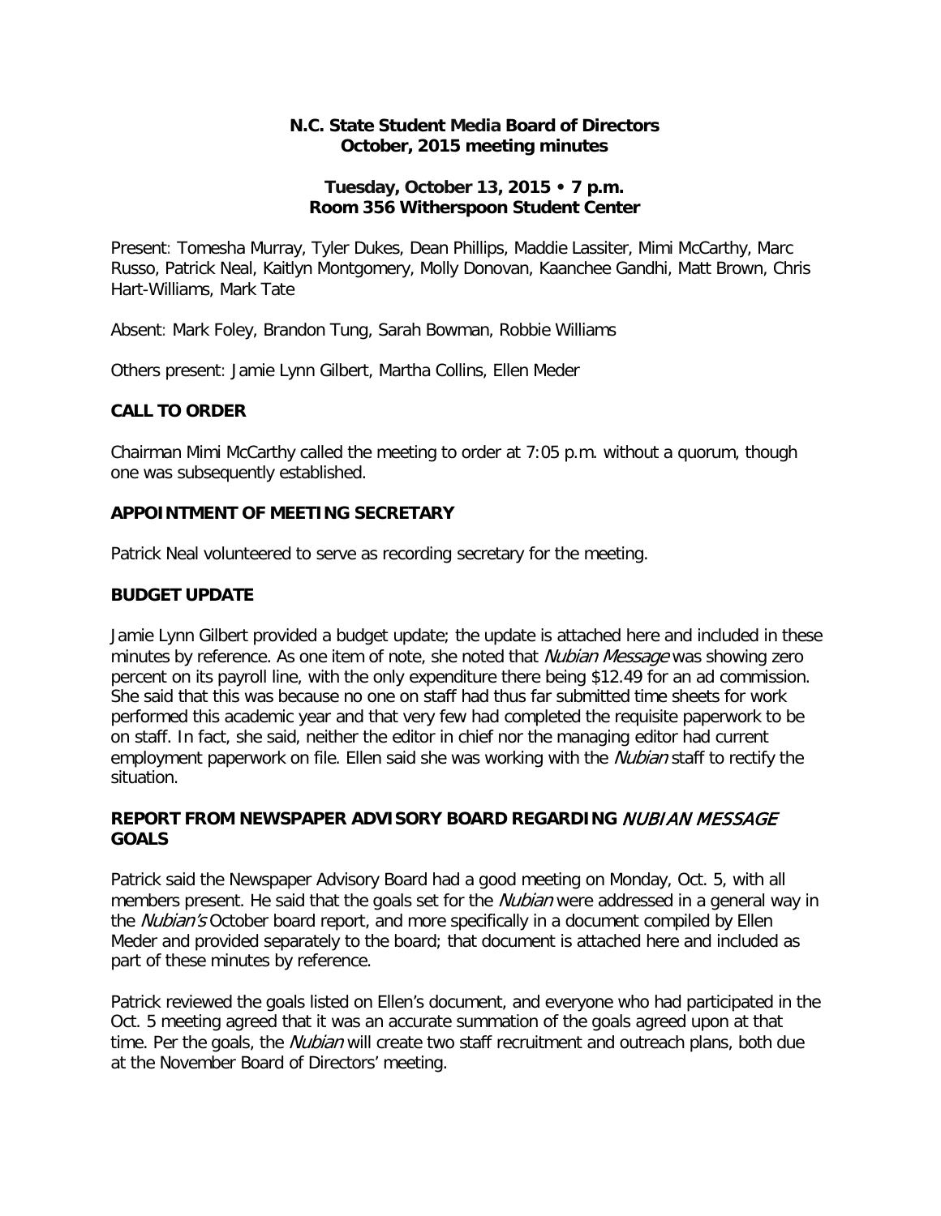**N.C. State Student Media Board of Directors**
**October, 2015 meeting minutes**

**Tuesday, October 13, 2015 • 7 p.m.**
**Room 356 Witherspoon Student Center**

Present: Tomesha Murray, Tyler Dukes, Dean Phillips, Maddie Lassiter, Mimi McCarthy, Marc Russo, Patrick Neal, Kaitlyn Montgomery, Molly Donovan, Kaanchee Gandhi, Matt Brown, Chris Hart-Williams, Mark Tate

Absent: Mark Foley, Brandon Tung, Sarah Bowman, Robbie Williams

Others present: Jamie Lynn Gilbert, Martha Collins, Ellen Meder

## CALL TO ORDER

Chairman Mimi McCarthy called the meeting to order at 7:05 p.m. without a quorum, though one was subsequently established.

## APPOINTMENT OF MEETING SECRETARY

Patrick Neal volunteered to serve as recording secretary for the meeting.

## BUDGET UPDATE

Jamie Lynn Gilbert provided a budget update; the update is attached here and included in these minutes by reference. As one item of note, she noted that *Nubian Message* was showing zero percent on its payroll line, with the only expenditure there being $12.49 for an ad commission. She said that this was because no one on staff had thus far submitted time sheets for work performed this academic year and that very few had completed the requisite paperwork to be on staff. In fact, she said, neither the editor in chief nor the managing editor had current employment paperwork on file. Ellen said she was working with the *Nubian* staff to rectify the situation.

## REPORT FROM NEWSPAPER ADVISORY BOARD REGARDING *NUBIAN MESSAGE* GOALS

Patrick said the Newspaper Advisory Board had a good meeting on Monday, Oct. 5, with all members present. He said that the goals set for the *Nubian* were addressed in a general way in the *Nubian's* October board report, and more specifically in a document compiled by Ellen Meder and provided separately to the board; that document is attached here and included as part of these minutes by reference.

Patrick reviewed the goals listed on Ellen's document, and everyone who had participated in the Oct. 5 meeting agreed that it was an accurate summation of the goals agreed upon at that time. Per the goals, the *Nubian* will create two staff recruitment and outreach plans, both due at the November Board of Directors' meeting.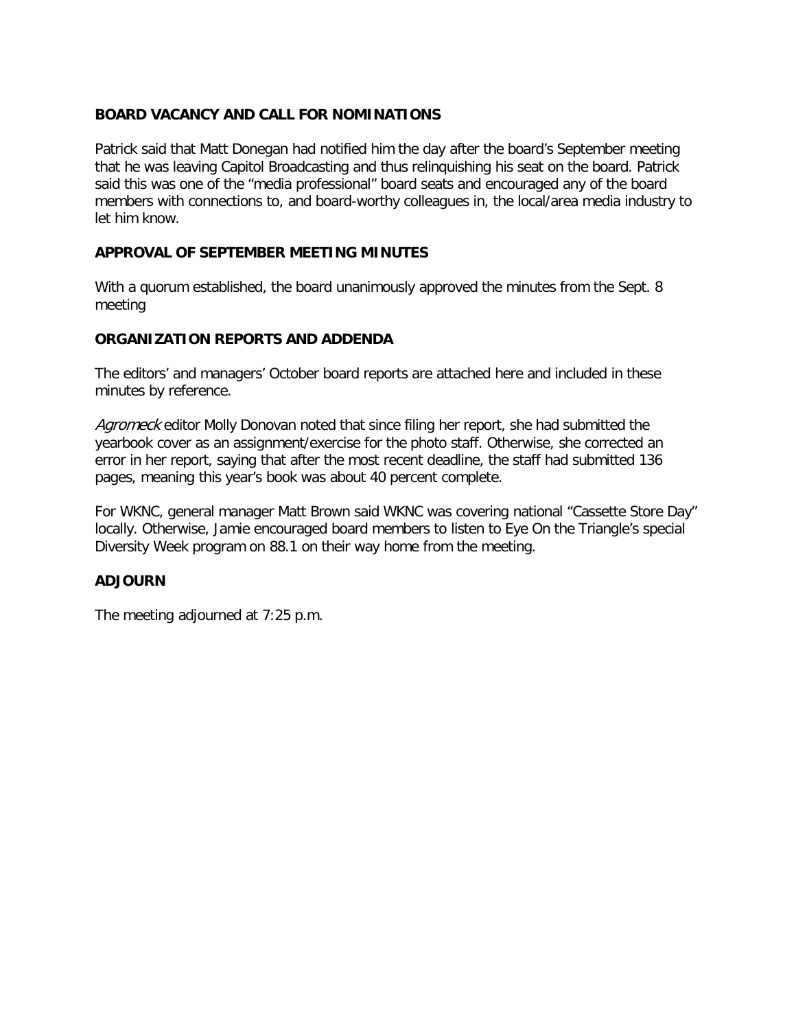### BOARD VACANCY AND CALL FOR NOMINATIONS

Patrick said that Matt Donegan had notified him the day after the board's September meeting that he was leaving Capitol Broadcasting and thus relinquishing his seat on the board. Patrick said this was one of the "media professional" board seats and encouraged any of the board members with connections to, and board-worthy colleagues in, the local/area media industry to let him know.

### APPROVAL OF SEPTEMBER MEETING MINUTES

With a quorum established, the board unanimously approved the minutes from the Sept. 8 meeting

### ORGANIZATION REPORTS AND ADDENDA

The editors' and managers' October board reports are attached here and included in these minutes by reference.

*Agromeck* editor Molly Donovan noted that since filing her report, she had submitted the yearbook cover as an assignment/exercise for the photo staff. Otherwise, she corrected an error in her report, saying that after the most recent deadline, the staff had submitted 136 pages, meaning this year's book was about 40 percent complete.

For WKNC, general manager Matt Brown said WKNC was covering national "Cassette Store Day" locally. Otherwise, Jamie encouraged board members to listen to Eye On the Triangle's special Diversity Week program on 88.1 on their way home from the meeting.

### ADJOURN

The meeting adjourned at 7:25 p.m.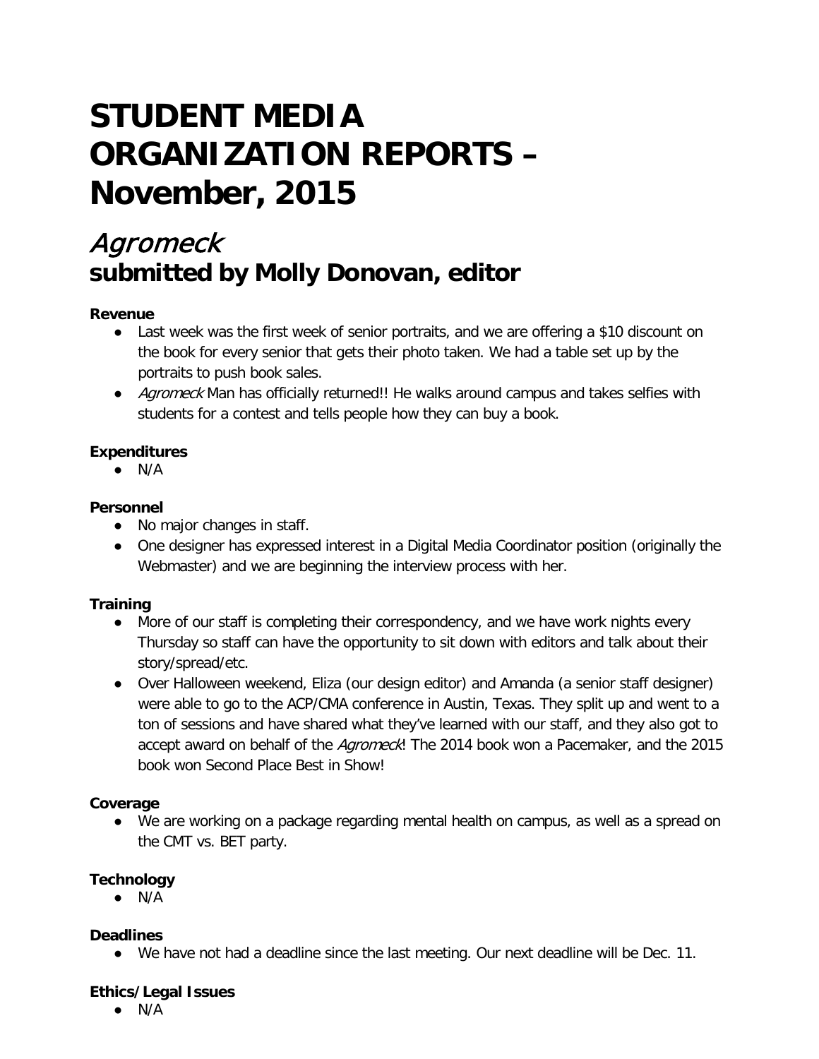# STUDENT MEDIA ORGANIZATION REPORTS – November, 2015

## *Agromeck*
## submitted by Molly Donovan, editor

**Revenue**

- Last week was the first week of senior portraits, and we are offering a $10 discount on the book for every senior that gets their photo taken. We had a table set up by the portraits to push book sales.
- *Agromeck* Man has officially returned!! He walks around campus and takes selfies with students for a contest and tells people how they can buy a book.

**Expenditures**

- N/A

**Personnel**

- No major changes in staff.
- One designer has expressed interest in a Digital Media Coordinator position (originally the Webmaster) and we are beginning the interview process with her.

**Training**

- More of our staff is completing their correspondency, and we have work nights every Thursday so staff can have the opportunity to sit down with editors and talk about their story/spread/etc.
- Over Halloween weekend, Eliza (our design editor) and Amanda (a senior staff designer) were able to go to the ACP/CMA conference in Austin, Texas. They split up and went to a ton of sessions and have shared what they've learned with our staff, and they also got to accept award on behalf of the *Agromeck*! The 2014 book won a Pacemaker, and the 2015 book won Second Place Best in Show!

**Coverage**

- We are working on a package regarding mental health on campus, as well as a spread on the CMT vs. BET party.

**Technology**

- N/A

**Deadlines**

- We have not had a deadline since the last meeting. Our next deadline will be Dec. 11.

**Ethics/Legal Issues**

- N/A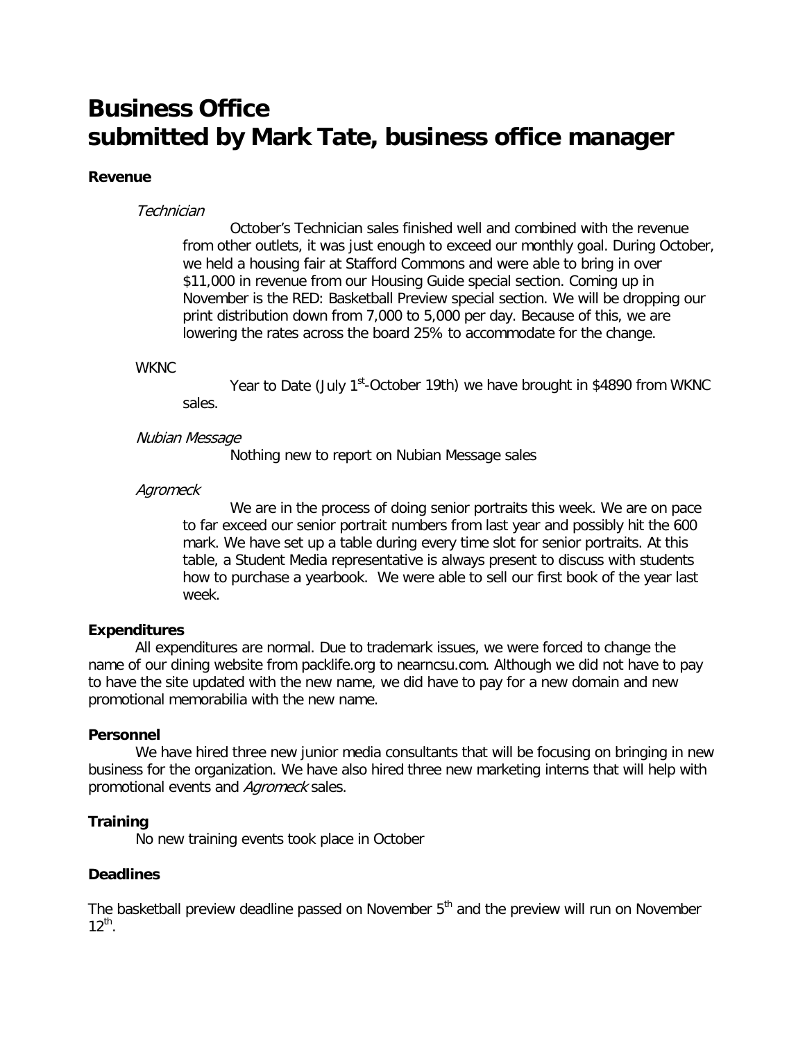# Business Office
# submitted by Mark Tate, business office manager

**Revenue**

*Technician*

October's Technician sales finished well and combined with the revenue from other outlets, it was just enough to exceed our monthly goal. During October, we held a housing fair at Stafford Commons and were able to bring in over $11,000 in revenue from our Housing Guide special section. Coming up in November is the RED: Basketball Preview special section. We will be dropping our print distribution down from 7,000 to 5,000 per day. Because of this, we are lowering the rates across the board 25% to accommodate for the change.

WKNC

Year to Date (July 1st-October 19th) we have brought in $4890 from WKNC sales.

*Nubian Message*

Nothing new to report on Nubian Message sales

*Agromeck*

We are in the process of doing senior portraits this week. We are on pace to far exceed our senior portrait numbers from last year and possibly hit the 600 mark. We have set up a table during every time slot for senior portraits. At this table, a Student Media representative is always present to discuss with students how to purchase a yearbook. We were able to sell our first book of the year last week.

**Expenditures**

All expenditures are normal. Due to trademark issues, we were forced to change the name of our dining website from packlife.org to nearncsu.com. Although we did not have to pay to have the site updated with the new name, we did have to pay for a new domain and new promotional memorabilia with the new name.

**Personnel**

We have hired three new junior media consultants that will be focusing on bringing in new business for the organization. We have also hired three new marketing interns that will help with promotional events and *Agromeck* sales.

**Training**

No new training events took place in October

**Deadlines**

The basketball preview deadline passed on November 5th and the preview will run on November 12th.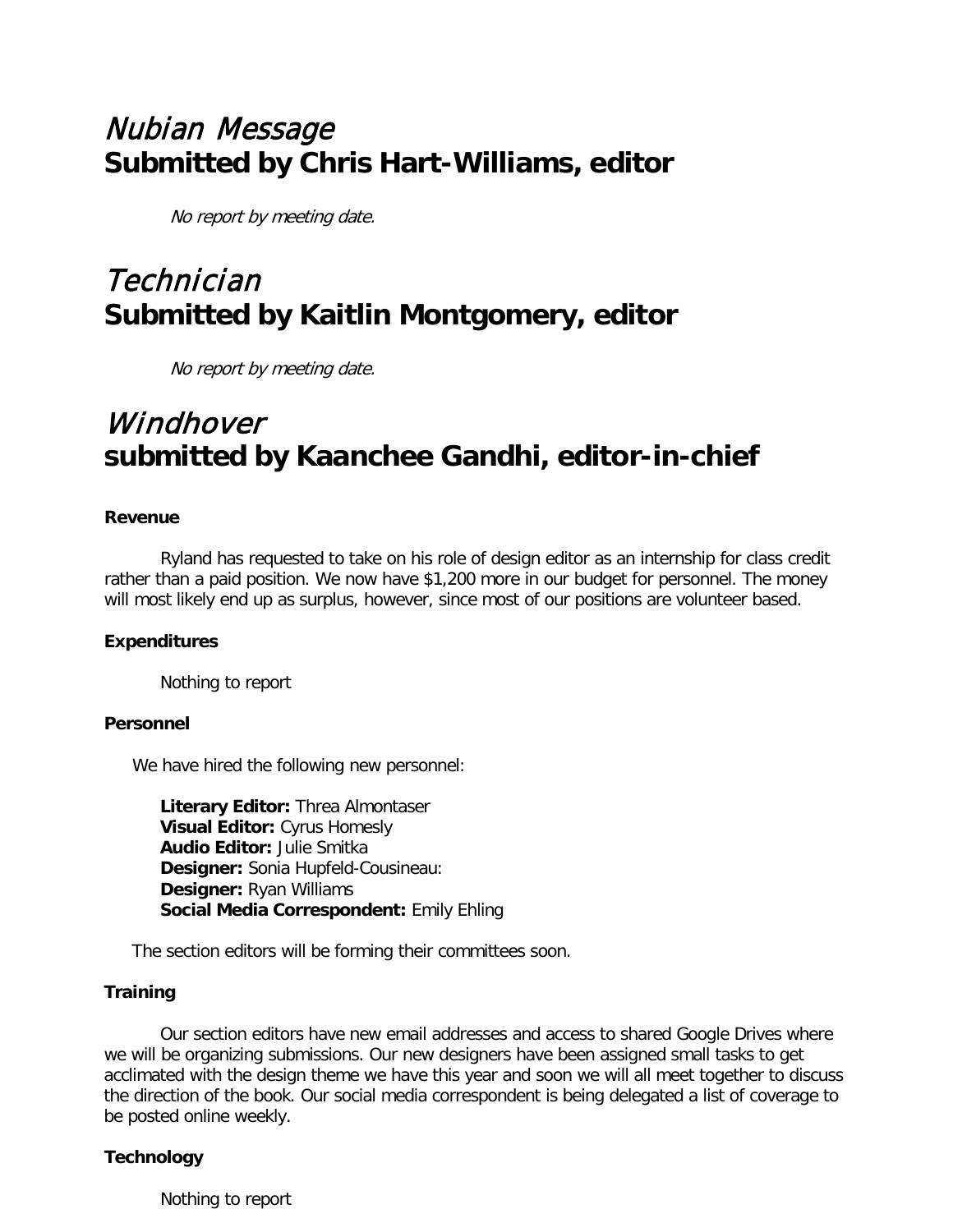# *Nubian Message*
# Submitted by Chris Hart-Williams, editor

*No report by meeting date.*

# *Technician*
# Submitted by Kaitlin Montgomery, editor

*No report by meeting date.*

# *Windhover*
# submitted by Kaanchee Gandhi, editor-in-chief

**Revenue**

Ryland has requested to take on his role of design editor as an internship for class credit rather than a paid position. We now have $1,200 more in our budget for personnel. The money will most likely end up as surplus, however, since most of our positions are volunteer based.

**Expenditures**

Nothing to report

**Personnel**

We have hired the following new personnel:

**Literary Editor:** Threa Almontaser
**Visual Editor:** Cyrus Homesly
**Audio Editor:** Julie Smitka
**Designer:** Sonia Hupfeld-Cousineau:
**Designer:** Ryan Williams
**Social Media Correspondent:** Emily Ehling

The section editors will be forming their committees soon.

**Training**

Our section editors have new email addresses and access to shared Google Drives where we will be organizing submissions. Our new designers have been assigned small tasks to get acclimated with the design theme we have this year and soon we will all meet together to discuss the direction of the book. Our social media correspondent is being delegated a list of coverage to be posted online weekly.

**Technology**

Nothing to report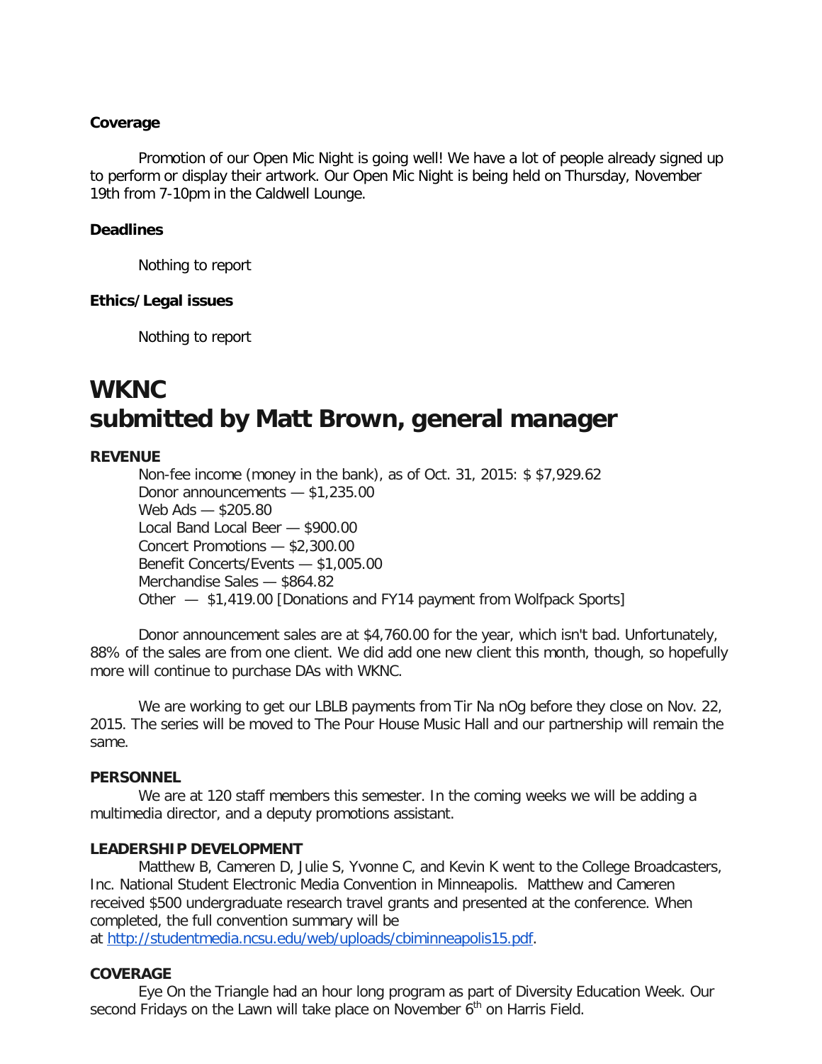**Coverage**

Promotion of our Open Mic Night is going well! We have a lot of people already signed up to perform or display their artwork. Our Open Mic Night is being held on Thursday, November 19th from 7-10pm in the Caldwell Lounge.

**Deadlines**

Nothing to report

**Ethics/Legal issues**

Nothing to report

# WKNC
# submitted by Matt Brown, general manager

**REVENUE**

Non-fee income (money in the bank), as of Oct. 31, 2015: $ $7,929.62
Donor announcements — $1,235.00
Web Ads — $205.80
Local Band Local Beer — $900.00
Concert Promotions — $2,300.00
Benefit Concerts/Events — $1,005.00
Merchandise Sales — $864.82
Other — $1,419.00 [Donations and FY14 payment from Wolfpack Sports]

Donor announcement sales are at $4,760.00 for the year, which isn't bad. Unfortunately, 88% of the sales are from one client. We did add one new client this month, though, so hopefully more will continue to purchase DAs with WKNC.

We are working to get our LBLB payments from Tir Na nOg before they close on Nov. 22, 2015. The series will be moved to The Pour House Music Hall and our partnership will remain the same.

**PERSONNEL**

We are at 120 staff members this semester. In the coming weeks we will be adding a multimedia director, and a deputy promotions assistant.

**LEADERSHIP DEVELOPMENT**

Matthew B, Cameren D, Julie S, Yvonne C, and Kevin K went to the College Broadcasters, Inc. National Student Electronic Media Convention in Minneapolis. Matthew and Cameren received $500 undergraduate research travel grants and presented at the conference. When completed, the full convention summary will be at http://studentmedia.ncsu.edu/web/uploads/cbiminneapolis15.pdf.

**COVERAGE**

Eye On the Triangle had an hour long program as part of Diversity Education Week. Our second Fridays on the Lawn will take place on November 6th on Harris Field.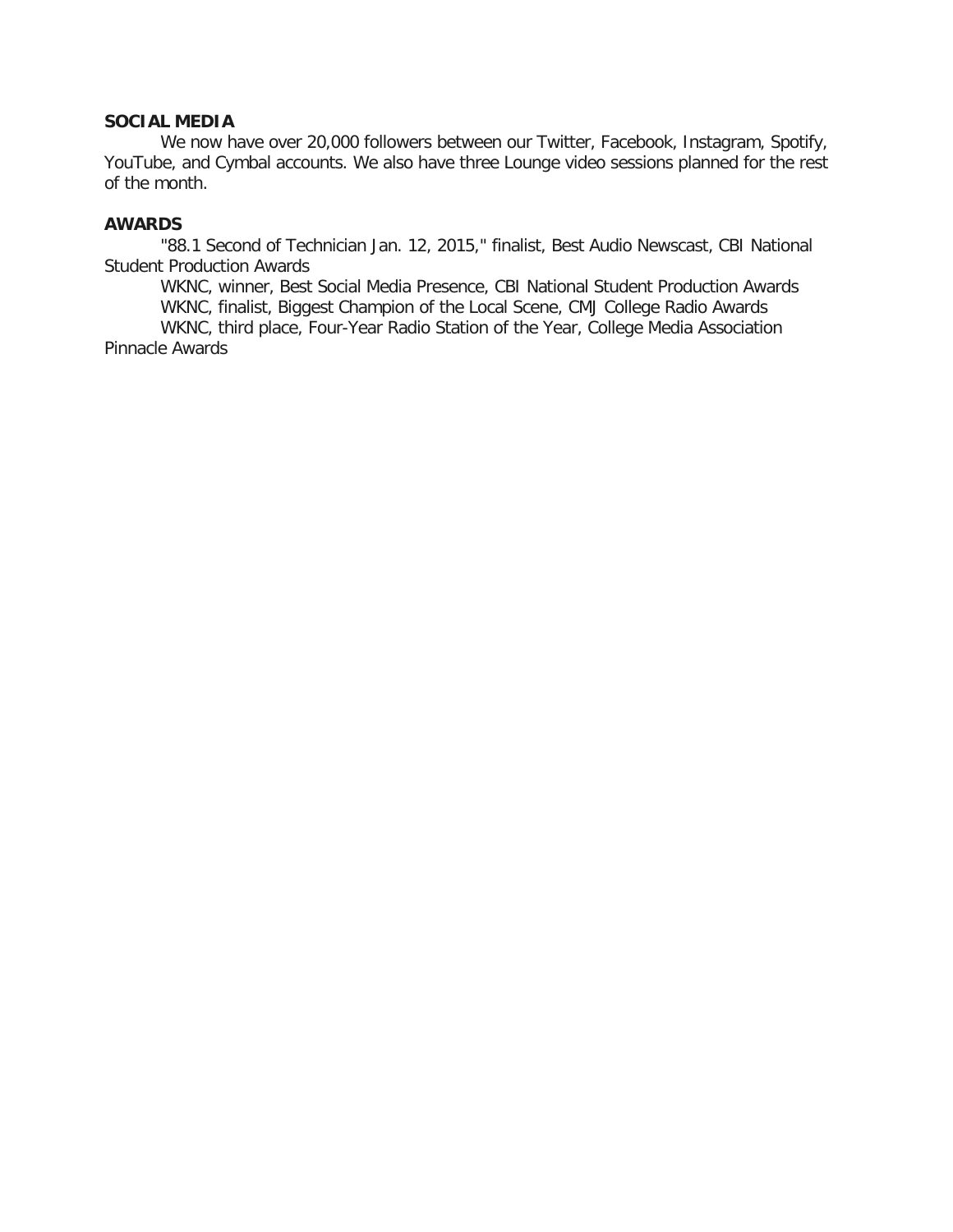**SOCIAL MEDIA**

We now have over 20,000 followers between our Twitter, Facebook, Instagram, Spotify, YouTube, and Cymbal accounts. We also have three Lounge video sessions planned for the rest of the month.

**AWARDS**

"88.1 Second of Technician Jan. 12, 2015," finalist, Best Audio Newscast, CBI National Student Production Awards

WKNC, winner, Best Social Media Presence, CBI National Student Production Awards

WKNC, finalist, Biggest Champion of the Local Scene, CMJ College Radio Awards

WKNC, third place, Four-Year Radio Station of the Year, College Media Association Pinnacle Awards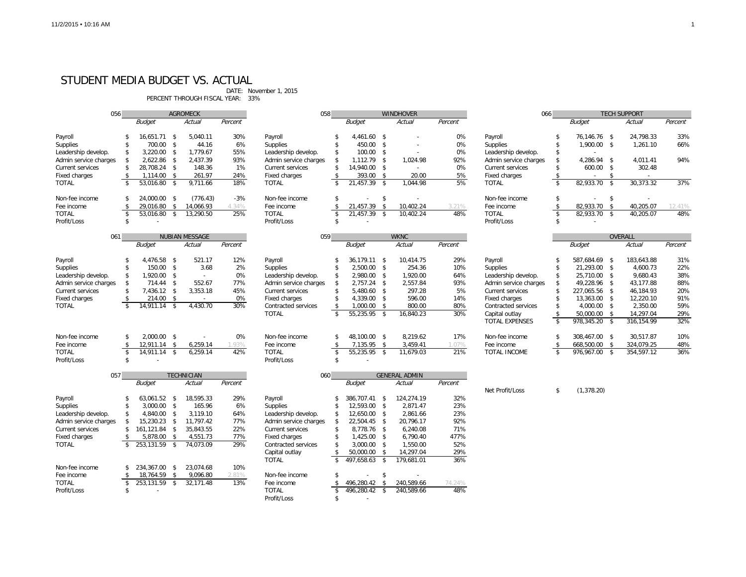# STUDENT MEDIA BUDGET VS. ACTUAL

DATE: November 1, 2015

PERCENT THROUGH FISCAL YEAR: 33%

| 056 AGROMECK | Budget | Actual | Percent |
|---|---|---|---|
| Payroll | $ 16,651.71 | $ 5,040.11 | 30% |
| Supplies | $ 700.00 | $ 44.16 | 6% |
| Leadership develop. | $ 3,220.00 | $ 1,779.67 | 55% |
| Admin service charges | $ 2,622.86 | $ 2,437.39 | 93% |
| Current services | $ 28,708.24 | $ 148.36 | 1% |
| Fixed charges | $ 1,114.00 | $ 261.97 | 24% |
| TOTAL | $ 53,016.80 | $ 9,711.66 | 18% |
| Non-fee income | $ 24,000.00 | $ (776.43) | -3% |
| Fee income | $ 29,016.80 | $ 14,066.93 | 4.34% |
| TOTAL | $ 53,016.80 | $ 13,290.50 | 25% |
| Profit/Loss | $ - | | |

| 058 WINDHOVER | Budget | Actual | Percent |
|---|---|---|---|
| Payroll | $ 4,461.60 | $ - | 0% |
| Supplies | $ 450.00 | $ - | 0% |
| Leadership develop. | $ 100.00 | $ - | 0% |
| Admin service charges | $ 1,112.79 | $ 1,024.98 | 92% |
| Current services | $ 14,940.00 | $ - | 0% |
| Fixed charges | $ 393.00 | $ 20.00 | 5% |
| TOTAL | $ 21,457.39 | $ 1,044.98 | 5% |
| Non-fee income | $ - | $ - | |
| Fee income | $ 21,457.39 | $ 10,402.24 | 3.21% |
| TOTAL | $ 21,457.39 | $ 10,402.24 | 48% |
| Profit/Loss | $ - | | |

| 066 TECH SUPPORT | Budget | Actual | Percent |
|---|---|---|---|
| Payroll | $ 76,146.76 | $ 24,798.33 | 33% |
| Supplies | $ 1,900.00 | $ 1,261.10 | 66% |
| Leadership develop. | $ - | | |
| Admin service charges | $ 4,286.94 | $ 4,011.41 | 94% |
| Current services | $ 600.00 | $ 302.48 | |
| Fixed charges | $ - | $ - | |
| TOTAL | $ 82,933.70 | $ 30,373.32 | 37% |
| Non-fee income | $ - | $ - | |
| Fee income | $ 82,933.70 | $ 40,205.07 | 12.41% |
| TOTAL | $ 82,933.70 | $ 40,205.07 | 48% |
| Profit/Loss | $ - | | |

| 061 NUBIAN MESSAGE | Budget | Actual | Percent |
|---|---|---|---|
| Payroll | $ 4,476.58 | $ 521.17 | 12% |
| Supplies | $ 150.00 | $ 3.68 | 2% |
| Leadership develop. | $ 1,920.00 | $ - | 0% |
| Admin service charges | $ 714.44 | $ 552.67 | 77% |
| Current services | $ 7,436.12 | $ 3,353.18 | 45% |
| Fixed charges | $ 214.00 | $ - | 0% |
| TOTAL | $ 14,911.14 | $ 4,430.70 | 30% |
| Non-fee income | $ 2,000.00 | $ - | 0% |
| Fee income | $ 12,911.14 | $ 6,259.14 | 1.93% |
| TOTAL | $ 14,911.14 | $ 6,259.14 | 42% |
| Profit/Loss | $ - | | |

| 059 WKNC | Budget | Actual | Percent |
|---|---|---|---|
| Payroll | $ 36,179.11 | $ 10,414.75 | 29% |
| Supplies | $ 2,500.00 | $ 254.36 | 10% |
| Leadership develop. | $ 2,980.00 | $ 1,920.00 | 64% |
| Admin service charges | $ 2,757.24 | $ 2,557.84 | 93% |
| Current services | $ 5,480.60 | $ 297.28 | 5% |
| Fixed charges | $ 4,339.00 | $ 596.00 | 14% |
| Contracted services | $ 1,000.00 | $ 800.00 | 80% |
| TOTAL | $ 55,235.95 | $ 16,840.23 | 30% |
| Non-fee income | $ 48,100.00 | $ 8,219.62 | 17% |
| Fee income | $ 7,135.95 | $ 3,459.41 | 1.07% |
| TOTAL | $ 55,235.95 | $ 11,679.03 | 21% |
| Profit/Loss | $ - | | |

| OVERALL | Budget | Actual | Percent |
|---|---|---|---|
| Payroll | $ 587,684.69 | $ 183,643.88 | 31% |
| Supplies | $ 21,293.00 | $ 4,600.73 | 22% |
| Leadership develop. | $ 25,710.00 | $ 9,680.43 | 38% |
| Admin service charges | $ 49,228.96 | $ 43,177.88 | 88% |
| Current services | $ 227,065.56 | $ 46,184.93 | 20% |
| Fixed charges | $ 13,363.00 | $ 12,220.10 | 91% |
| Contracted services | $ 4,000.00 | $ 2,350.00 | 59% |
| Capital outlay | $ 50,000.00 | $ 14,297.04 | 29% |
| TOTAL EXPENSES | $ 978,345.20 | $ 316,154.99 | 32% |
| Non-fee income | $ 308,467.00 | $ 30,517.87 | 10% |
| Fee income | $ 668,500.00 | $ 324,079.25 | 48% |
| TOTAL INCOME | $ 976,967.00 | $ 354,597.12 | 36% |

| 057 TECHNICIAN | Budget | Actual | Percent |
|---|---|---|---|
| Payroll | $ 63,061.52 | $ 18,595.33 | 29% |
| Supplies | $ 3,000.00 | $ 165.96 | 6% |
| Leadership develop. | $ 4,840.00 | $ 3,119.10 | 64% |
| Admin service charges | $ 15,230.23 | $ 11,797.42 | 77% |
| Current services | $ 161,121.84 | $ 35,843.55 | 22% |
| Fixed charges | $ 5,878.00 | $ 4,551.73 | 77% |
| TOTAL | $ 253,131.59 | $ 74,073.09 | 29% |
| Non-fee income | $ 234,367.00 | $ 23,074.68 | 10% |
| Fee income | $ 18,764.59 | $ 9,096.80 | 2.81% |
| TOTAL | $ 253,131.59 | $ 32,171.48 | 13% |
| Profit/Loss | $ - | | |

| 060 GENERAL ADMIN | Budget | Actual | Percent |
|---|---|---|---|
| Payroll | $ 386,707.41 | $ 124,274.19 | 32% |
| Supplies | $ 12,593.00 | $ 2,871.47 | 23% |
| Leadership develop. | $ 12,650.00 | $ 2,861.66 | 23% |
| Admin service charges | $ 22,504.45 | $ 20,796.17 | 92% |
| Current services | $ 8,778.76 | $ 6,240.08 | 71% |
| Fixed charges | $ 1,425.00 | $ 6,790.40 | 477% |
| Contracted services | $ 3,000.00 | $ 1,550.00 | 52% |
| Capital outlay | $ 50,000.00 | $ 14,297.04 | 29% |
| TOTAL | $ 497,658.63 | $ 179,681.01 | 36% |
| Non-fee income | $ - | $ - | |
| Fee income | $ 496,280.42 | $ 240,589.66 | 74.24% |
| TOTAL | $ 496,280.42 | $ 240,589.66 | 48% |
| Profit/Loss | $ - | | |

Net Profit/Loss $ (1,378.20)